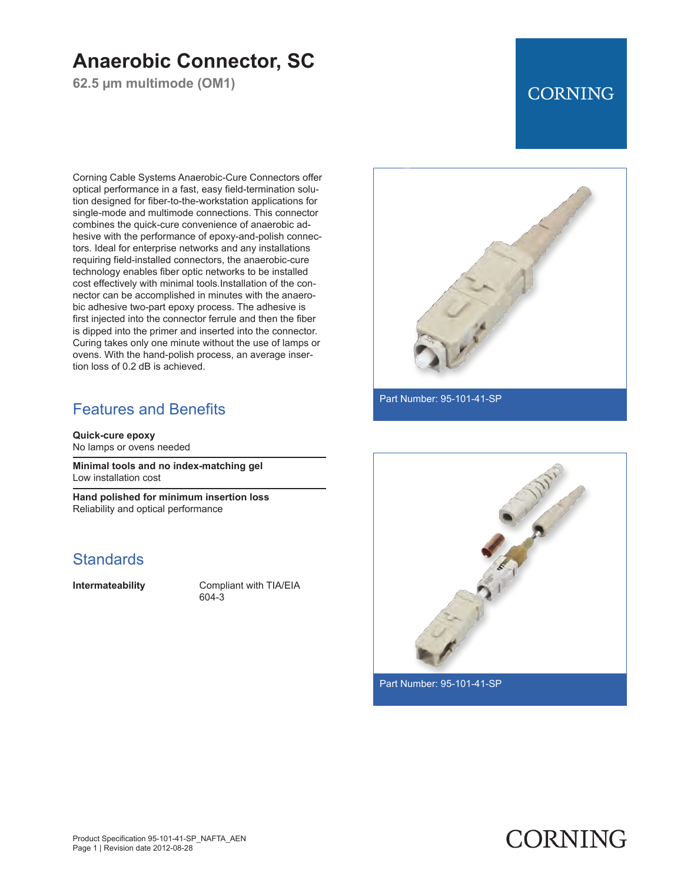# Anaerobic Connector, SC

**62.5 µm multimode (OM1)**

Corning Cable Systems Anaerobic-Cure Connectors offer optical performance in a fast, easy field-termination solution designed for fiber-to-the-workstation applications for single-mode and multimode connections. This connector combines the quick-cure convenience of anaerobic adhesive with the performance of epoxy-and-polish connectors. Ideal for enterprise networks and any installations requiring field-installed connectors, the anaerobic-cure technology enables fiber optic networks to be installed cost effectively with minimal tools.Installation of the connector can be accomplished in minutes with the anaerobic adhesive two-part epoxy process. The adhesive is first injected into the connector ferrule and then the fiber is dipped into the primer and inserted into the connector. Curing takes only one minute without the use of lamps or ovens. With the hand-polish process, an average insertion loss of 0.2 dB is achieved.

Part Number: 95-101-41-SP

Part Number: 95-101-41-SP

## Features and Benefits

**Quick-cure epoxy**
No lamps or ovens needed

**Minimal tools and no index-matching gel**
Low installation cost

**Hand polished for minimum insertion loss**
Reliability and optical performance

## Standards

| | |
|---|---|
| **Intermateability** | Compliant with TIA/EIA 604-3 |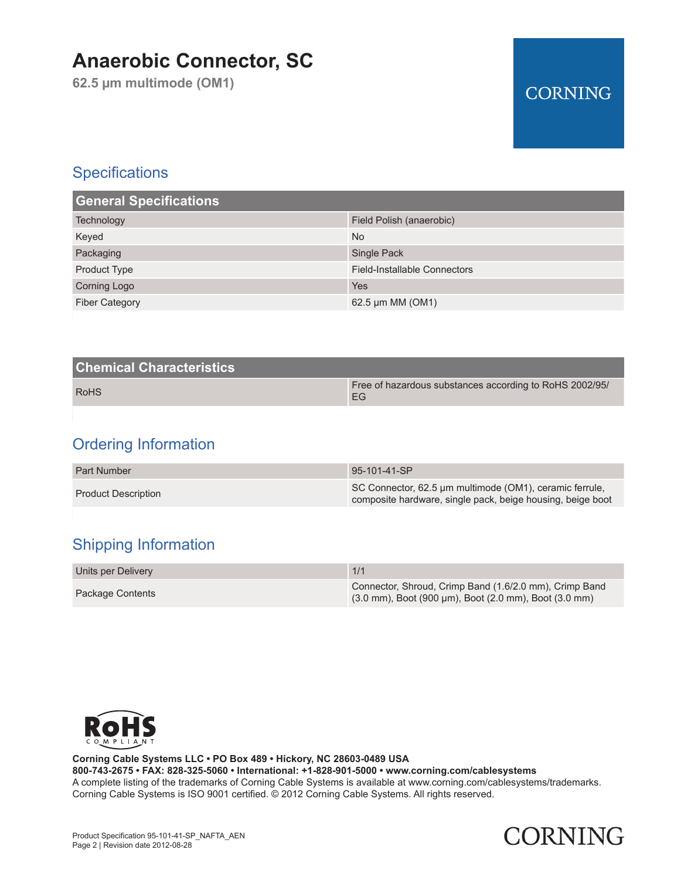# Anaerobic Connector, SC

**62.5 µm multimode (OM1)**

CORNING

## Specifications

| General Specifications | |
|---|---|
| Technology | Field Polish (anaerobic) |
| Keyed | No |
| Packaging | Single Pack |
| Product Type | Field-Installable Connectors |
| Corning Logo | Yes |
| Fiber Category | 62.5 µm MM (OM1) |

| Chemical Characteristics | |
|---|---|
| RoHS | Free of hazardous substances according to RoHS 2002/95/EG |

## Ordering Information

| | |
|---|---|
| Part Number | 95-101-41-SP |
| Product Description | SC Connector, 62.5 µm multimode (OM1), ceramic ferrule, composite hardware, single pack, beige housing, beige boot |

## Shipping Information

| | |
|---|---|
| Units per Delivery | 1/1 |
| Package Contents | Connector, Shroud, Crimp Band (1.6/2.0 mm), Crimp Band (3.0 mm), Boot (900 µm), Boot (2.0 mm), Boot (3.0 mm) |

RoHS COMPLIANT

**Corning Cable Systems LLC • PO Box 489 • Hickory, NC 28603-0489 USA**
**800-743-2675 • FAX: 828-325-5060 • International: +1-828-901-5000 • www.corning.com/cablesystems**
A complete listing of the trademarks of Corning Cable Systems is available at www.corning.com/cablesystems/trademarks.
Corning Cable Systems is ISO 9001 certified. © 2012 Corning Cable Systems. All rights reserved.

Product Specification 95-101-41-SP_NAFTA_AEN
Revision date 2012-08-28

CORNING